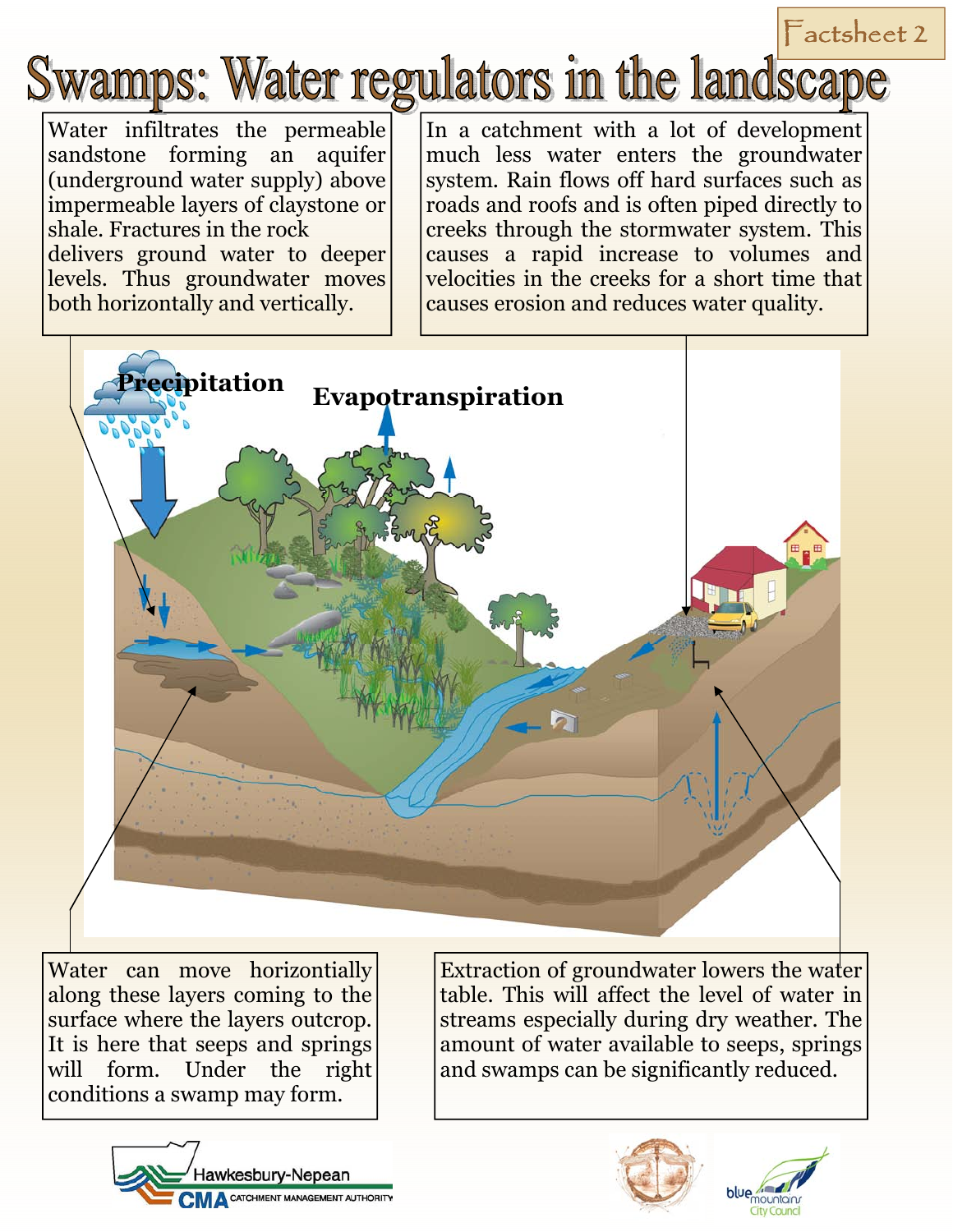Factsheet 2

# Swamps: Water regulators in the landscape

Water infiltrates the permeable sandstone forming an aquifer (underground water supply) above impermeable layers of claystone or shale. Fractures in the rock delivers ground water to deeper levels. Thus groundwater moves both horizontally and vertically.

In a catchment with a lot of development much less water enters the groundwater system. Rain flows off hard surfaces such as roads and roofs and is often piped directly to creeks through the stormwater system. This causes a rapid increase to volumes and velocities in the creeks for a short time that causes erosion and reduces water quality.

Precipitation

Evapotranspiration

Water can move horizontally along these layers coming to the surface where the layers outcrop. It is here that seeps and springs will form. Under the right conditions a swamp may form.

Extraction of groundwater lowers the water table. This will affect the level of water in streams especially during dry weather. The amount of water available to seeps, springs and swamps can be significantly reduced.

Hawkesbury-Nepean CMA CATCHMENT MANAGEMENT AUTHORITY

blue mountains City Council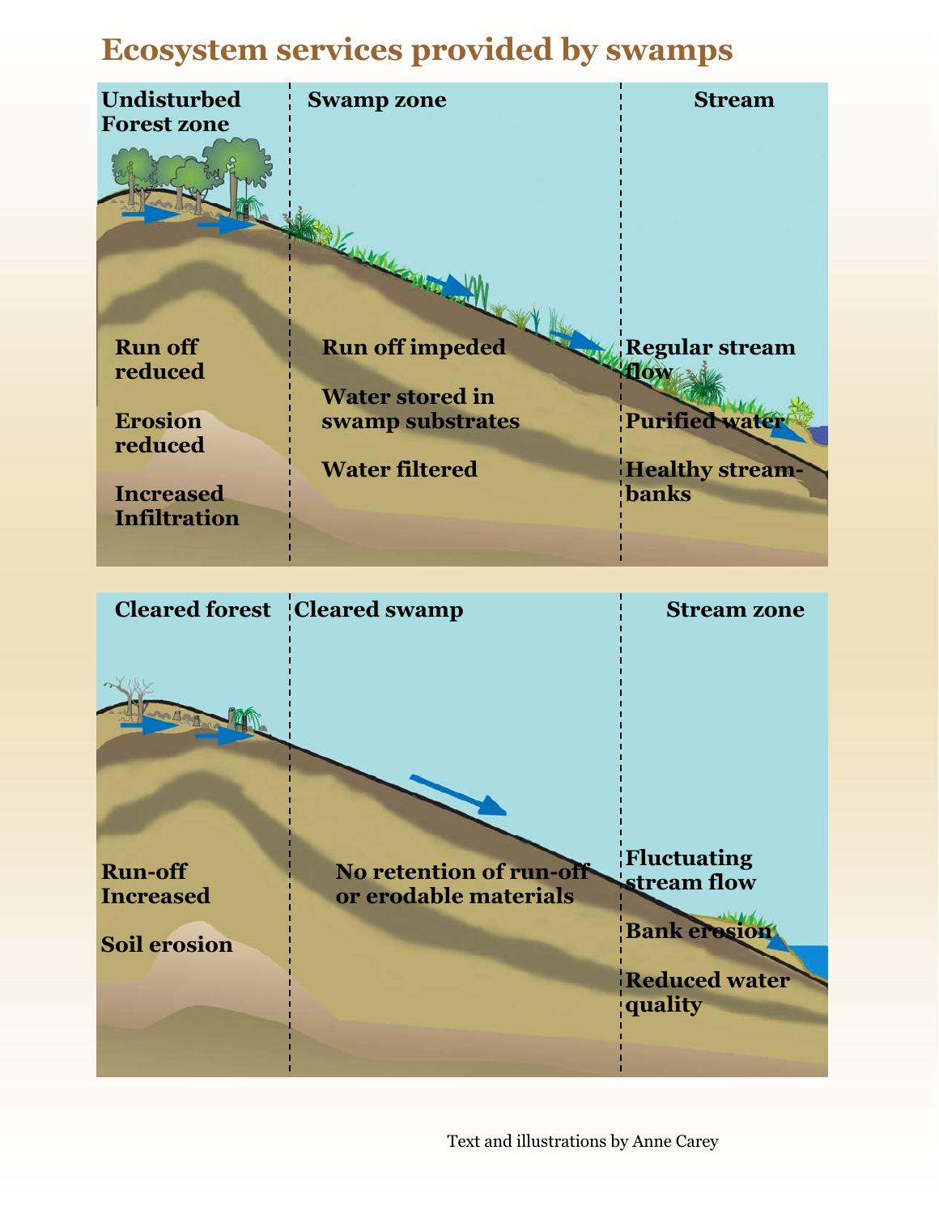# Ecosystem services provided by swamps

Undisturbed Forest zone

Swamp zone

Stream

Run off reduced

Erosion reduced

Increased Infiltration

Run off impeded

Water stored in swamp substrates

Water filtered

Regular stream flow

Purified water

Healthy stream-banks

Cleared forest

Cleared swamp

Stream zone

Run-off Increased

Soil erosion

No retention of run-off or erodable materials

Fluctuating stream flow

Bank erosion

Reduced water quality

Text and illustrations by Anne Carey